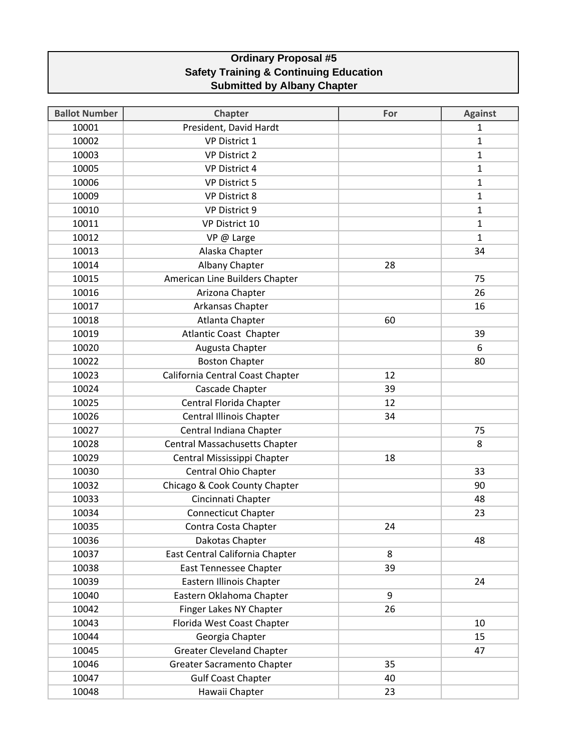**Ordinary Proposal #5**
**Safety Training & Continuing Education**
**Submitted by Albany Chapter**

| Ballot Number | Chapter | For | Against |
|---|---|---|---|
| 10001 | President, David Hardt | | 1 |
| 10002 | VP District 1 | | 1 |
| 10003 | VP District 2 | | 1 |
| 10005 | VP District 4 | | 1 |
| 10006 | VP District 5 | | 1 |
| 10009 | VP District 8 | | 1 |
| 10010 | VP District 9 | | 1 |
| 10011 | VP District 10 | | 1 |
| 10012 | VP @ Large | | 1 |
| 10013 | Alaska Chapter | | 34 |
| 10014 | Albany Chapter | 28 | |
| 10015 | American Line Builders Chapter | | 75 |
| 10016 | Arizona Chapter | | 26 |
| 10017 | Arkansas Chapter | | 16 |
| 10018 | Atlanta Chapter | 60 | |
| 10019 | Atlantic Coast Chapter | | 39 |
| 10020 | Augusta Chapter | | 6 |
| 10022 | Boston Chapter | | 80 |
| 10023 | California Central Coast Chapter | 12 | |
| 10024 | Cascade Chapter | 39 | |
| 10025 | Central Florida Chapter | 12 | |
| 10026 | Central Illinois Chapter | 34 | |
| 10027 | Central Indiana Chapter | | 75 |
| 10028 | Central Massachusetts Chapter | | 8 |
| 10029 | Central Mississippi Chapter | 18 | |
| 10030 | Central Ohio Chapter | | 33 |
| 10032 | Chicago & Cook County Chapter | | 90 |
| 10033 | Cincinnati Chapter | | 48 |
| 10034 | Connecticut Chapter | | 23 |
| 10035 | Contra Costa Chapter | 24 | |
| 10036 | Dakotas Chapter | | 48 |
| 10037 | East Central California Chapter | 8 | |
| 10038 | East Tennessee Chapter | 39 | |
| 10039 | Eastern Illinois Chapter | | 24 |
| 10040 | Eastern Oklahoma Chapter | 9 | |
| 10042 | Finger Lakes NY Chapter | 26 | |
| 10043 | Florida West Coast Chapter | | 10 |
| 10044 | Georgia Chapter | | 15 |
| 10045 | Greater Cleveland Chapter | | 47 |
| 10046 | Greater Sacramento Chapter | 35 | |
| 10047 | Gulf Coast Chapter | 40 | |
| 10048 | Hawaii Chapter | 23 | |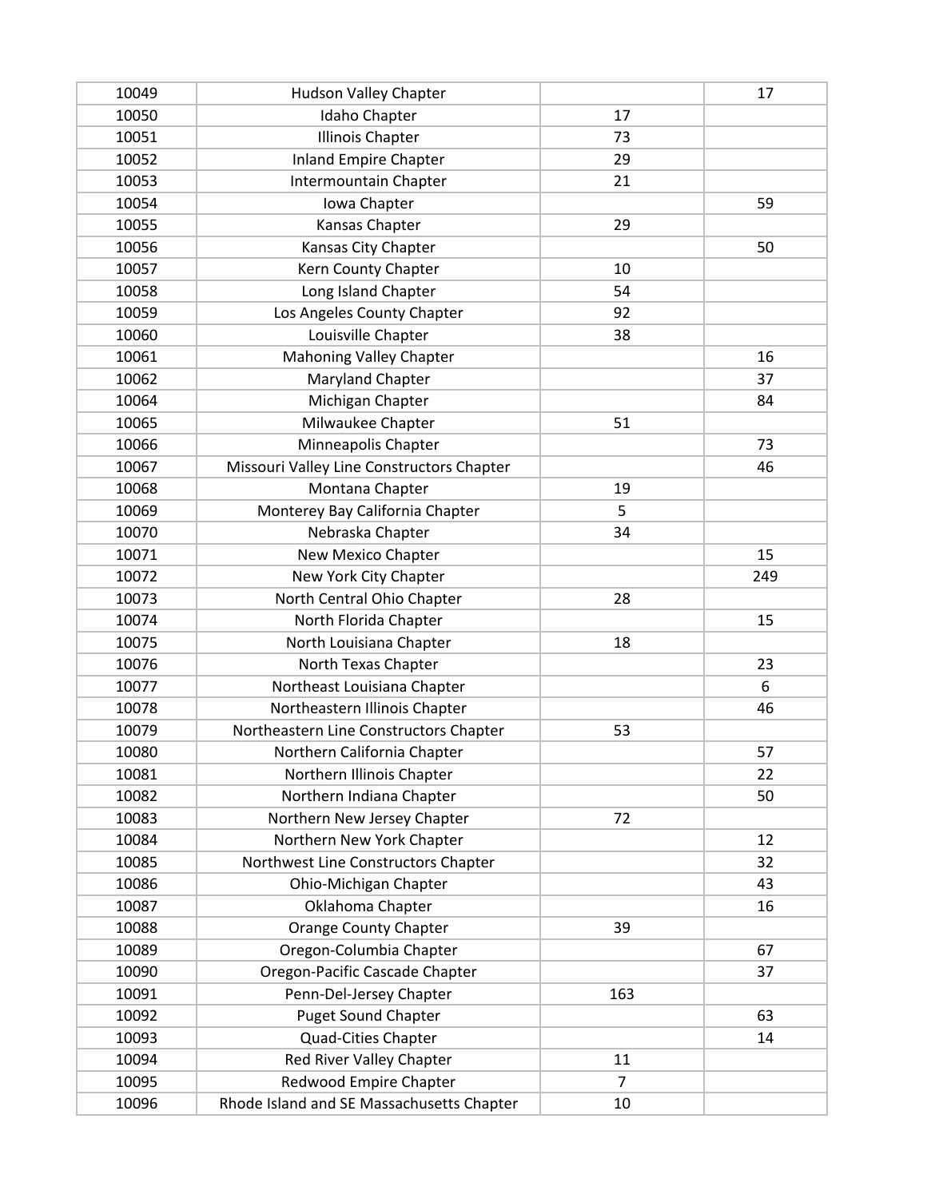| | | | |
|---|---|---|---|
| 10049 | Hudson Valley Chapter | | 17 |
| 10050 | Idaho Chapter | 17 | |
| 10051 | Illinois Chapter | 73 | |
| 10052 | Inland Empire Chapter | 29 | |
| 10053 | Intermountain Chapter | 21 | |
| 10054 | Iowa Chapter | | 59 |
| 10055 | Kansas Chapter | 29 | |
| 10056 | Kansas City Chapter | | 50 |
| 10057 | Kern County Chapter | 10 | |
| 10058 | Long Island Chapter | 54 | |
| 10059 | Los Angeles County Chapter | 92 | |
| 10060 | Louisville Chapter | 38 | |
| 10061 | Mahoning Valley Chapter | | 16 |
| 10062 | Maryland Chapter | | 37 |
| 10064 | Michigan Chapter | | 84 |
| 10065 | Milwaukee Chapter | 51 | |
| 10066 | Minneapolis Chapter | | 73 |
| 10067 | Missouri Valley Line Constructors Chapter | | 46 |
| 10068 | Montana Chapter | 19 | |
| 10069 | Monterey Bay California Chapter | 5 | |
| 10070 | Nebraska Chapter | 34 | |
| 10071 | New Mexico Chapter | | 15 |
| 10072 | New York City Chapter | | 249 |
| 10073 | North Central Ohio Chapter | 28 | |
| 10074 | North Florida Chapter | | 15 |
| 10075 | North Louisiana Chapter | 18 | |
| 10076 | North Texas Chapter | | 23 |
| 10077 | Northeast Louisiana Chapter | | 6 |
| 10078 | Northeastern Illinois Chapter | | 46 |
| 10079 | Northeastern Line Constructors Chapter | 53 | |
| 10080 | Northern California Chapter | | 57 |
| 10081 | Northern Illinois Chapter | | 22 |
| 10082 | Northern Indiana Chapter | | 50 |
| 10083 | Northern New Jersey Chapter | 72 | |
| 10084 | Northern New York Chapter | | 12 |
| 10085 | Northwest Line Constructors Chapter | | 32 |
| 10086 | Ohio-Michigan Chapter | | 43 |
| 10087 | Oklahoma Chapter | | 16 |
| 10088 | Orange County Chapter | 39 | |
| 10089 | Oregon-Columbia Chapter | | 67 |
| 10090 | Oregon-Pacific Cascade Chapter | | 37 |
| 10091 | Penn-Del-Jersey Chapter | 163 | |
| 10092 | Puget Sound Chapter | | 63 |
| 10093 | Quad-Cities Chapter | | 14 |
| 10094 | Red River Valley Chapter | 11 | |
| 10095 | Redwood Empire Chapter | 7 | |
| 10096 | Rhode Island and SE Massachusetts Chapter | 10 | |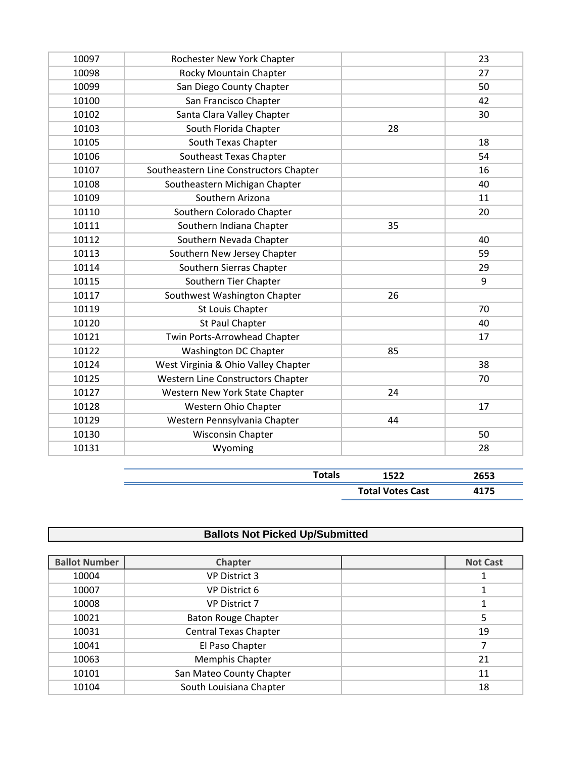| | | | |
|---|---|---|---|
| 10097 | Rochester New York Chapter | | 23 |
| 10098 | Rocky Mountain Chapter | | 27 |
| 10099 | San Diego County Chapter | | 50 |
| 10100 | San Francisco Chapter | | 42 |
| 10102 | Santa Clara Valley Chapter | | 30 |
| 10103 | South Florida Chapter | 28 | |
| 10105 | South Texas Chapter | | 18 |
| 10106 | Southeast Texas Chapter | | 54 |
| 10107 | Southeastern Line Constructors Chapter | | 16 |
| 10108 | Southeastern Michigan Chapter | | 40 |
| 10109 | Southern Arizona | | 11 |
| 10110 | Southern Colorado Chapter | | 20 |
| 10111 | Southern Indiana Chapter | 35 | |
| 10112 | Southern Nevada Chapter | | 40 |
| 10113 | Southern New Jersey Chapter | | 59 |
| 10114 | Southern Sierras Chapter | | 29 |
| 10115 | Southern Tier Chapter | | 9 |
| 10117 | Southwest Washington Chapter | 26 | |
| 10119 | St Louis Chapter | | 70 |
| 10120 | St Paul Chapter | | 40 |
| 10121 | Twin Ports-Arrowhead Chapter | | 17 |
| 10122 | Washington DC Chapter | 85 | |
| 10124 | West Virginia & Ohio Valley Chapter | | 38 |
| 10125 | Western Line Constructors Chapter | | 70 |
| 10127 | Western New York State Chapter | 24 | |
| 10128 | Western Ohio Chapter | | 17 |
| 10129 | Western Pennsylvania Chapter | 44 | |
| 10130 | Wisconsin Chapter | | 50 |
| 10131 | Wyoming | | 28 |

| | | | |
|---|---|---|---|
| | **Totals** | **1522** | **2653** |
| | | **Total Votes Cast** | **4175** |

## Ballots Not Picked Up/Submitted

| Ballot Number | Chapter | | Not Cast |
|---|---|---|---|
| 10004 | VP District 3 | | 1 |
| 10007 | VP District 6 | | 1 |
| 10008 | VP District 7 | | 1 |
| 10021 | Baton Rouge Chapter | | 5 |
| 10031 | Central Texas Chapter | | 19 |
| 10041 | El Paso Chapter | | 7 |
| 10063 | Memphis Chapter | | 21 |
| 10101 | San Mateo County Chapter | | 11 |
| 10104 | South Louisiana Chapter | | 18 |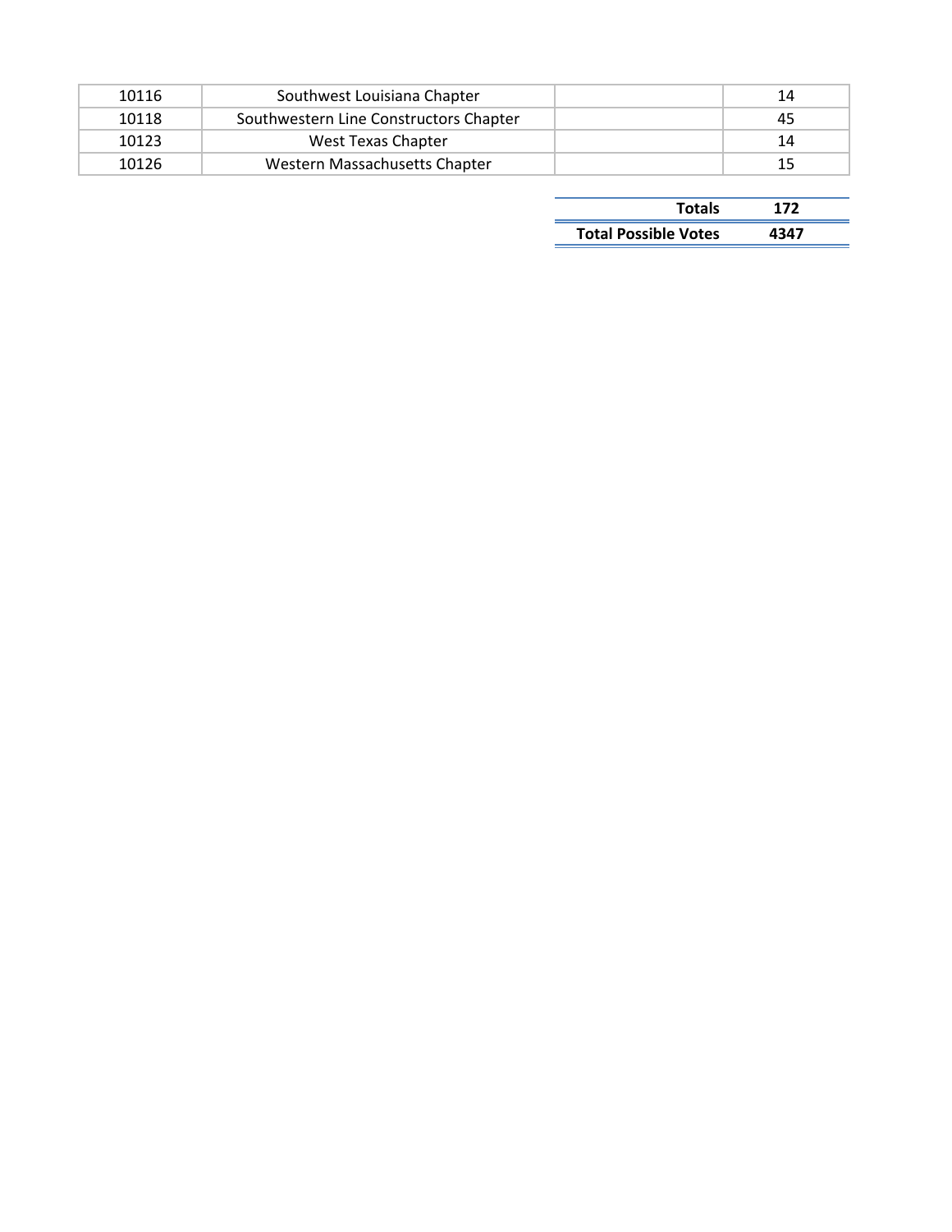| | | | |
|---|---|---|---|
| 10116 | Southwest Louisiana Chapter | | 14 |
| 10118 | Southwestern Line Constructors Chapter | | 45 |
| 10123 | West Texas Chapter | | 14 |
| 10126 | Western Massachusetts Chapter | | 15 |

| | |
|---|---|
| **Totals** | **172** |
| **Total Possible Votes** | **4347** |